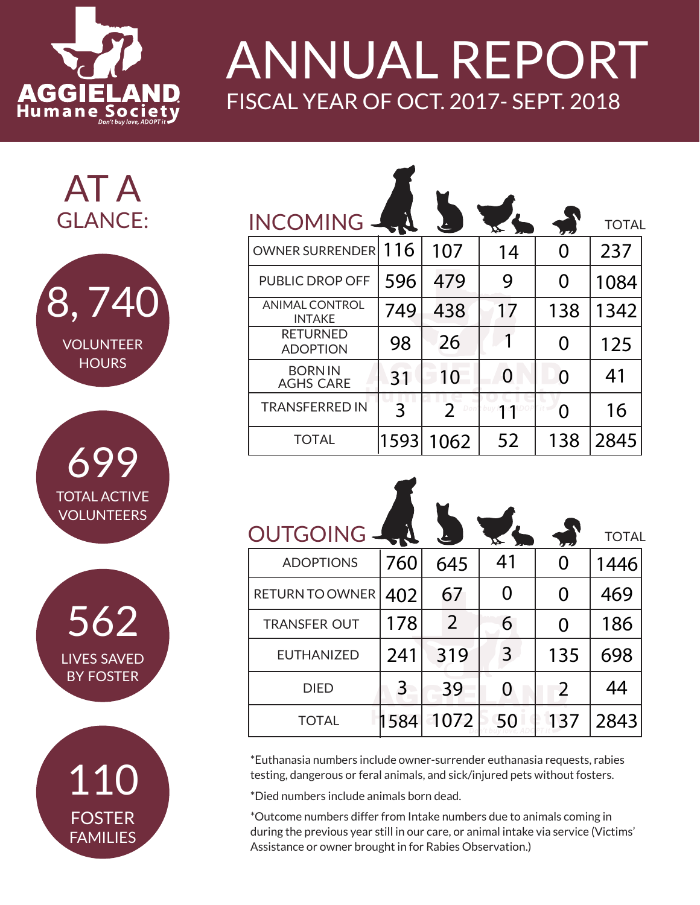# ANNUAL REPORT

## FISCAL YEAR OF OCT. 2017- SEPT. 2018

AGGIELAND Humane Society

*Don't buy love, ADOPT it*

## AT A GLANCE:

**8, 740** VOLUNTEER HOURS

**699** TOTAL ACTIVE VOLUNTEERS

**562** LIVES SAVED BY FOSTER

**110** FOSTER FAMILIES

## INCOMING

| | Dogs | Cats | Birds/Rabbits | Skunks | TOTAL |
|---|---|---|---|---|---|
| OWNER SURRENDER | 116 | 107 | 14 | 0 | 237 |
| PUBLIC DROP OFF | 596 | 479 | 9 | 0 | 1084 |
| ANIMAL CONTROL INTAKE | 749 | 438 | 17 | 138 | 1342 |
| RETURNED ADOPTION | 98 | 26 | 1 | 0 | 125 |
| BORN IN AGHS CARE | 31 | 10 | 0 | 0 | 41 |
| TRANSFERRED IN | 3 | 2 | 11 | 0 | 16 |
| TOTAL | 1593 | 1062 | 52 | 138 | 2845 |

## OUTGOING

| | Dogs | Cats | Birds/Rabbits | Skunks | TOTAL |
|---|---|---|---|---|---|
| ADOPTIONS | 760 | 645 | 41 | 0 | 1446 |
| RETURN TO OWNER | 402 | 67 | 0 | 0 | 469 |
| TRANSFER OUT | 178 | 2 | 6 | 0 | 186 |
| EUTHANIZED | 241 | 319 | 3 | 135 | 698 |
| DIED | 3 | 39 | 0 | 2 | 44 |
| TOTAL | 1584 | 1072 | 50 | 137 | 2843 |

*Euthanasia numbers include owner-surrender euthanasia requests, rabies testing, dangerous or feral animals, and sick/injured pets without fosters.

*Died numbers include animals born dead.

*Outcome numbers differ from Intake numbers due to animals coming in during the previous year still in our care, or animal intake via service (Victims' Assistance or owner brought in for Rabies Observation.)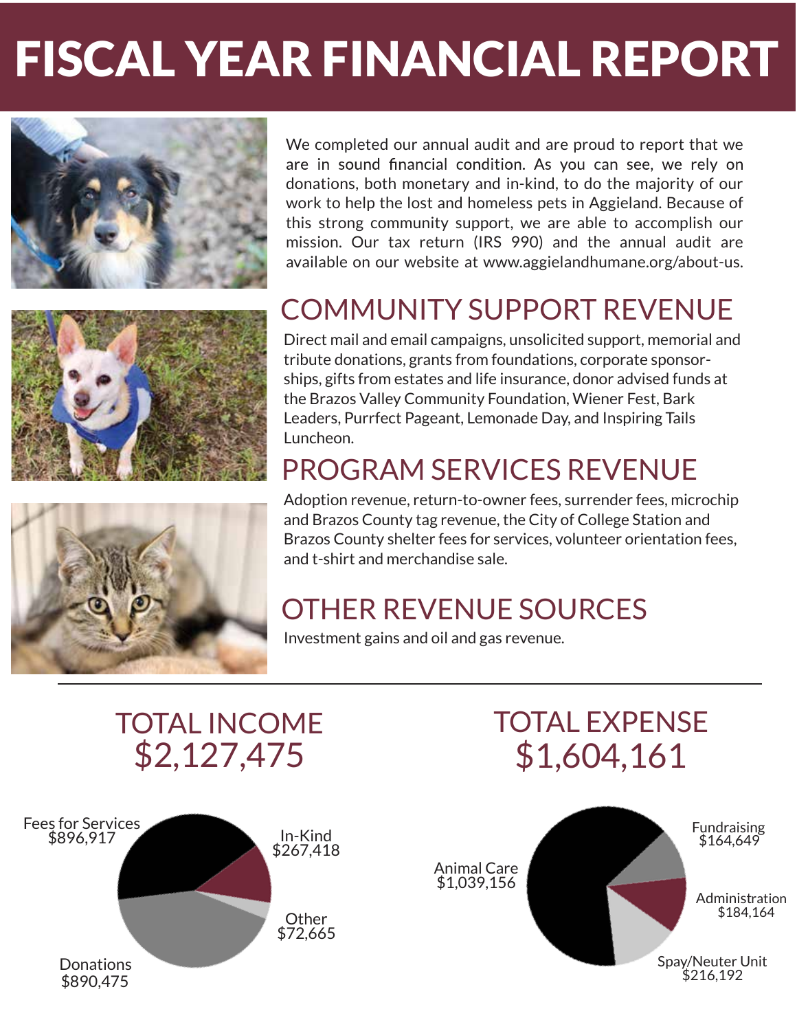# FISCAL YEAR FINANCIAL REPORT

We completed our annual audit and are proud to report that we are in sound financial condition. As you can see, we rely on donations, both monetary and in-kind, to do the majority of our work to help the lost and homeless pets in Aggieland. Because of this strong community support, we are able to accomplish our mission. Our tax return (IRS 990) and the annual audit are available on our website at www.aggielandhumane.org/about-us.

## COMMUNITY SUPPORT REVENUE

Direct mail and email campaigns, unsolicited support, memorial and tribute donations, grants from foundations, corporate sponsorships, gifts from estates and life insurance, donor advised funds at the Brazos Valley Community Foundation, Wiener Fest, Bark Leaders, Purrfect Pageant, Lemonade Day, and Inspiring Tails Luncheon.

## PROGRAM SERVICES REVENUE

Adoption revenue, return-to-owner fees, surrender fees, microchip and Brazos County tag revenue, the City of College Station and Brazos County shelter fees for services, volunteer orientation fees, and t-shirt and merchandise sale.

## OTHER REVENUE SOURCES

Investment gains and oil and gas revenue.

---

## TOTAL INCOME $2,127,475

- Fees for Services $896,917
- In-Kind $267,418
- Other $72,665
- Donations $890,475

## TOTAL EXPENSE $1,604,161

- Animal Care $1,039,156
- Fundraising $164,649
- Administration $184,164
- Spay/Neuter Unit $216,192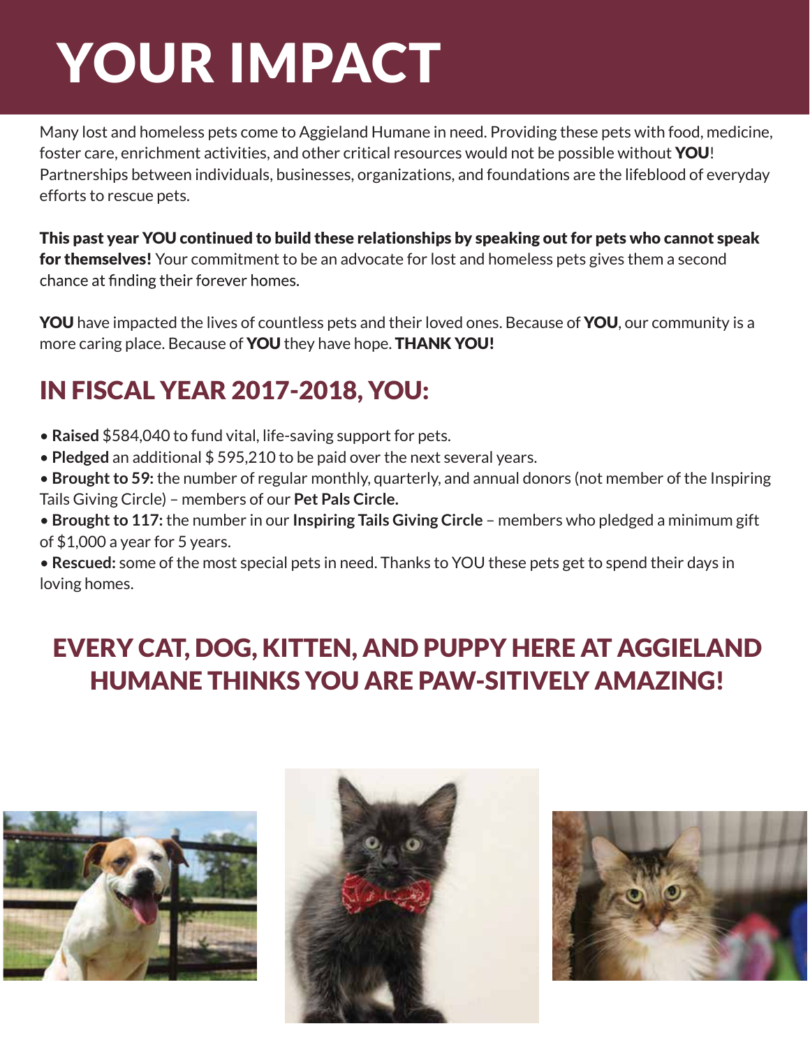# YOUR IMPACT

Many lost and homeless pets come to Aggieland Humane in need. Providing these pets with food, medicine, foster care, enrichment activities, and other critical resources would not be possible without **YOU**! Partnerships between individuals, businesses, organizations, and foundations are the lifeblood of everyday efforts to rescue pets.

**This past year YOU continued to build these relationships by speaking out for pets who cannot speak for themselves!** Your commitment to be an advocate for lost and homeless pets gives them a second chance at finding their forever homes.

**YOU** have impacted the lives of countless pets and their loved ones. Because of **YOU**, our community is a more caring place. Because of **YOU** they have hope. **THANK YOU!**

## IN FISCAL YEAR 2017-2018, YOU:

- **Raised** $584,040 to fund vital, life-saving support for pets.
- **Pledged** an additional $ 595,210 to be paid over the next several years.
- **Brought to 59:** the number of regular monthly, quarterly, and annual donors (not member of the Inspiring Tails Giving Circle) – members of our **Pet Pals Circle.**
- **Brought to 117:** the number in our **Inspiring Tails Giving Circle** – members who pledged a minimum gift of $1,000 a year for 5 years.
- **Rescued:** some of the most special pets in need. Thanks to YOU these pets get to spend their days in loving homes.

## EVERY CAT, DOG, KITTEN, AND PUPPY HERE AT AGGIELAND HUMANE THINKS YOU ARE PAW-SITIVELY AMAZING!